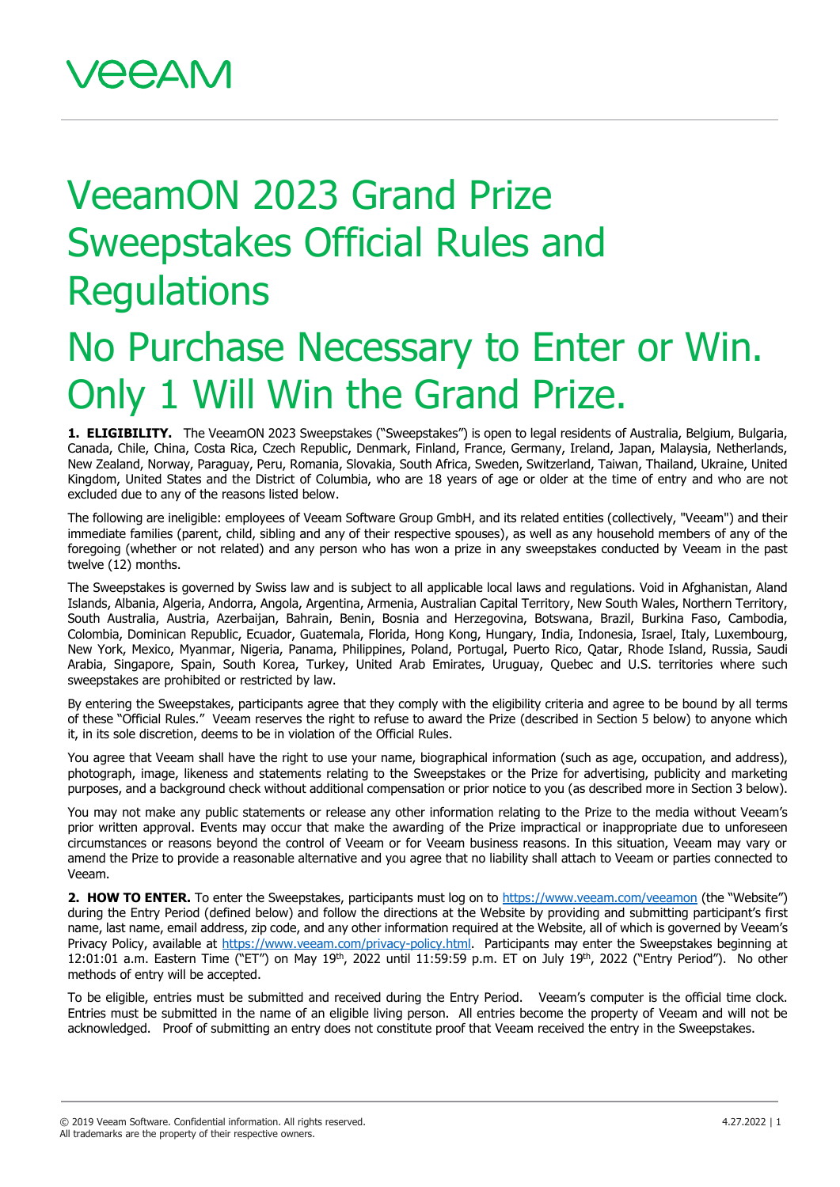# VeeamON 2023 Grand Prize Sweepstakes Official Rules and Regulations

# No Purchase Necessary to Enter or Win. Only 1 Will Win the Grand Prize.

**1. ELIGIBILITY.** The VeeamON 2023 Sweepstakes ("Sweepstakes") is open to legal residents of Australia, Belgium, Bulgaria, Canada, Chile, China, Costa Rica, Czech Republic, Denmark, Finland, France, Germany, Ireland, Japan, Malaysia, Netherlands, New Zealand, Norway, Paraguay, Peru, Romania, Slovakia, South Africa, Sweden, Switzerland, Taiwan, Thailand, Ukraine, United Kingdom, United States and the District of Columbia, who are 18 years of age or older at the time of entry and who are not excluded due to any of the reasons listed below.

The following are ineligible: employees of Veeam Software Group GmbH, and its related entities (collectively, "Veeam") and their immediate families (parent, child, sibling and any of their respective spouses), as well as any household members of any of the foregoing (whether or not related) and any person who has won a prize in any sweepstakes conducted by Veeam in the past twelve (12) months.

The Sweepstakes is governed by Swiss law and is subject to all applicable local laws and regulations. Void in Afghanistan, Aland Islands, Albania, Algeria, Andorra, Angola, Argentina, Armenia, Australian Capital Territory, New South Wales, Northern Territory, South Australia, Austria, Azerbaijan, Bahrain, Benin, Bosnia and Herzegovina, Botswana, Brazil, Burkina Faso, Cambodia, Colombia, Dominican Republic, Ecuador, Guatemala, Florida, Hong Kong, Hungary, India, Indonesia, Israel, Italy, Luxembourg, New York, Mexico, Myanmar, Nigeria, Panama, Philippines, Poland, Portugal, Puerto Rico, Qatar, Rhode Island, Russia, Saudi Arabia, Singapore, Spain, South Korea, Turkey, United Arab Emirates, Uruguay, Quebec and U.S. territories where such sweepstakes are prohibited or restricted by law.

By entering the Sweepstakes, participants agree that they comply with the eligibility criteria and agree to be bound by all terms of these "Official Rules." Veeam reserves the right to refuse to award the Prize (described in Section 5 below) to anyone which it, in its sole discretion, deems to be in violation of the Official Rules.

You agree that Veeam shall have the right to use your name, biographical information (such as age, occupation, and address), photograph, image, likeness and statements relating to the Sweepstakes or the Prize for advertising, publicity and marketing purposes, and a background check without additional compensation or prior notice to you (as described more in Section 3 below).

You may not make any public statements or release any other information relating to the Prize to the media without Veeam's prior written approval. Events may occur that make the awarding of the Prize impractical or inappropriate due to unforeseen circumstances or reasons beyond the control of Veeam or for Veeam business reasons. In this situation, Veeam may vary or amend the Prize to provide a reasonable alternative and you agree that no liability shall attach to Veeam or parties connected to Veeam.

**2. HOW TO ENTER.** To enter the Sweepstakes, participants must log on to https://www.veeam.com/veeamon (the "Website") during the Entry Period (defined below) and follow the directions at the Website by providing and submitting participant's first name, last name, email address, zip code, and any other information required at the Website, all of which is governed by Veeam's Privacy Policy, available at https://www.veeam.com/privacy-policy.html. Participants may enter the Sweepstakes beginning at 12:01:01 a.m. Eastern Time ("ET") on May 19th, 2022 until 11:59:59 p.m. ET on July 19th, 2022 ("Entry Period"). No other methods of entry will be accepted.

To be eligible, entries must be submitted and received during the Entry Period. Veeam's computer is the official time clock. Entries must be submitted in the name of an eligible living person. All entries become the property of Veeam and will not be acknowledged. Proof of submitting an entry does not constitute proof that Veeam received the entry in the Sweepstakes.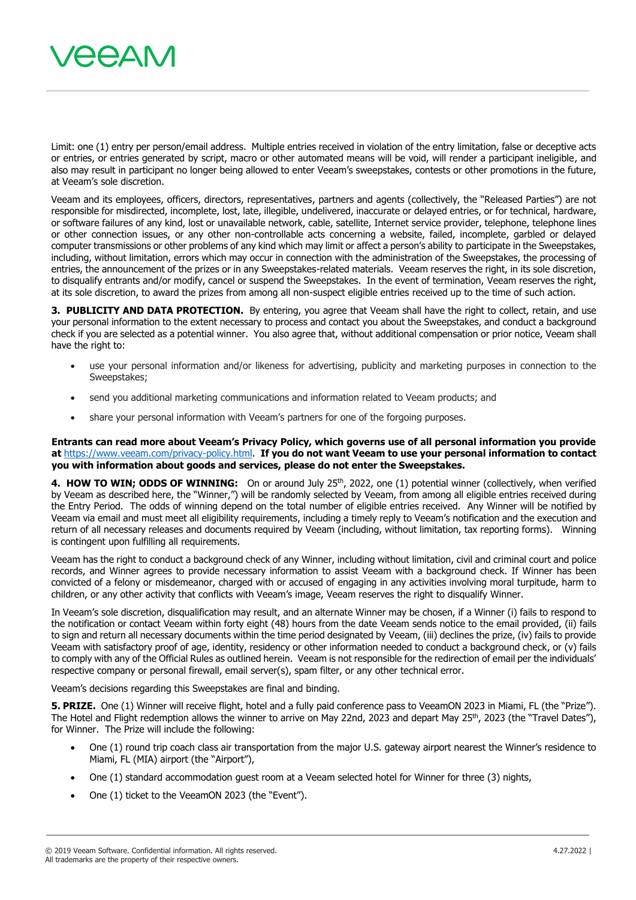Limit: one (1) entry per person/email address. Multiple entries received in violation of the entry limitation, false or deceptive acts or entries, or entries generated by script, macro or other automated means will be void, will render a participant ineligible, and also may result in participant no longer being allowed to enter Veeam's sweepstakes, contests or other promotions in the future, at Veeam's sole discretion.

Veeam and its employees, officers, directors, representatives, partners and agents (collectively, the "Released Parties") are not responsible for misdirected, incomplete, lost, late, illegible, undelivered, inaccurate or delayed entries, or for technical, hardware, or software failures of any kind, lost or unavailable network, cable, satellite, Internet service provider, telephone, telephone lines or other connection issues, or any other non-controllable acts concerning a website, failed, incomplete, garbled or delayed computer transmissions or other problems of any kind which may limit or affect a person's ability to participate in the Sweepstakes, including, without limitation, errors which may occur in connection with the administration of the Sweepstakes, the processing of entries, the announcement of the prizes or in any Sweepstakes-related materials. Veeam reserves the right, in its sole discretion, to disqualify entrants and/or modify, cancel or suspend the Sweepstakes. In the event of termination, Veeam reserves the right, at its sole discretion, to award the prizes from among all non-suspect eligible entries received up to the time of such action.

**3. PUBLICITY AND DATA PROTECTION.** By entering, you agree that Veeam shall have the right to collect, retain, and use your personal information to the extent necessary to process and contact you about the Sweepstakes, and conduct a background check if you are selected as a potential winner. You also agree that, without additional compensation or prior notice, Veeam shall have the right to:

- use your personal information and/or likeness for advertising, publicity and marketing purposes in connection to the Sweepstakes;
- send you additional marketing communications and information related to Veeam products; and
- share your personal information with Veeam's partners for one of the forgoing purposes.

**Entrants can read more about Veeam's Privacy Policy, which governs use of all personal information you provide at** https://www.veeam.com/privacy-policy.html. **If you do not want Veeam to use your personal information to contact you with information about goods and services, please do not enter the Sweepstakes.**

**4. HOW TO WIN; ODDS OF WINNING:** On or around July 25th, 2022, one (1) potential winner (collectively, when verified by Veeam as described here, the "Winner,") will be randomly selected by Veeam, from among all eligible entries received during the Entry Period. The odds of winning depend on the total number of eligible entries received. Any Winner will be notified by Veeam via email and must meet all eligibility requirements, including a timely reply to Veeam's notification and the execution and return of all necessary releases and documents required by Veeam (including, without limitation, tax reporting forms). Winning is contingent upon fulfilling all requirements.

Veeam has the right to conduct a background check of any Winner, including without limitation, civil and criminal court and police records, and Winner agrees to provide necessary information to assist Veeam with a background check. If Winner has been convicted of a felony or misdemeanor, charged with or accused of engaging in any activities involving moral turpitude, harm to children, or any other activity that conflicts with Veeam's image, Veeam reserves the right to disqualify Winner.

In Veeam's sole discretion, disqualification may result, and an alternate Winner may be chosen, if a Winner (i) fails to respond to the notification or contact Veeam within forty eight (48) hours from the date Veeam sends notice to the email provided, (ii) fails to sign and return all necessary documents within the time period designated by Veeam, (iii) declines the prize, (iv) fails to provide Veeam with satisfactory proof of age, identity, residency or other information needed to conduct a background check, or (v) fails to comply with any of the Official Rules as outlined herein. Veeam is not responsible for the redirection of email per the individuals' respective company or personal firewall, email server(s), spam filter, or any other technical error.

Veeam's decisions regarding this Sweepstakes are final and binding.

**5. PRIZE.** One (1) Winner will receive flight, hotel and a fully paid conference pass to VeeamON 2023 in Miami, FL (the "Prize"). The Hotel and Flight redemption allows the winner to arrive on May 22nd, 2023 and depart May 25th, 2023 (the "Travel Dates"), for Winner. The Prize will include the following:

- One (1) round trip coach class air transportation from the major U.S. gateway airport nearest the Winner's residence to Miami, FL (MIA) airport (the "Airport"),
- One (1) standard accommodation guest room at a Veeam selected hotel for Winner for three (3) nights,
- One (1) ticket to the VeeamON 2023 (the "Event").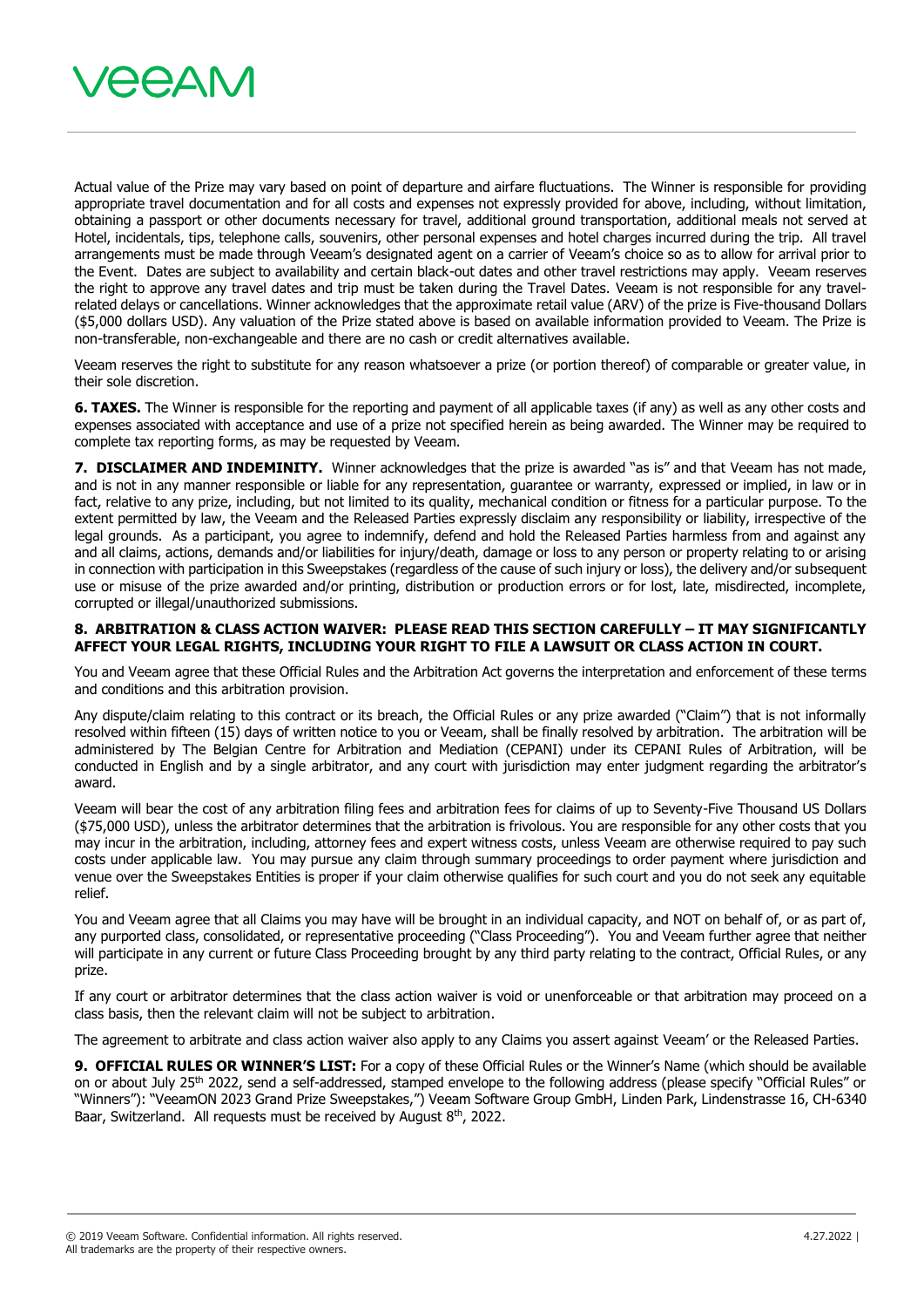Actual value of the Prize may vary based on point of departure and airfare fluctuations. The Winner is responsible for providing appropriate travel documentation and for all costs and expenses not expressly provided for above, including, without limitation, obtaining a passport or other documents necessary for travel, additional ground transportation, additional meals not served at Hotel, incidentals, tips, telephone calls, souvenirs, other personal expenses and hotel charges incurred during the trip. All travel arrangements must be made through Veeam's designated agent on a carrier of Veeam's choice so as to allow for arrival prior to the Event. Dates are subject to availability and certain black-out dates and other travel restrictions may apply. Veeam reserves the right to approve any travel dates and trip must be taken during the Travel Dates. Veeam is not responsible for any travel-related delays or cancellations. Winner acknowledges that the approximate retail value (ARV) of the prize is Five-thousand Dollars ($5,000 dollars USD). Any valuation of the Prize stated above is based on available information provided to Veeam. The Prize is non-transferable, non-exchangeable and there are no cash or credit alternatives available.

Veeam reserves the right to substitute for any reason whatsoever a prize (or portion thereof) of comparable or greater value, in their sole discretion.

**6. TAXES.** The Winner is responsible for the reporting and payment of all applicable taxes (if any) as well as any other costs and expenses associated with acceptance and use of a prize not specified herein as being awarded. The Winner may be required to complete tax reporting forms, as may be requested by Veeam.

**7. DISCLAIMER AND INDEMINITY.** Winner acknowledges that the prize is awarded "as is" and that Veeam has not made, and is not in any manner responsible or liable for any representation, guarantee or warranty, expressed or implied, in law or in fact, relative to any prize, including, but not limited to its quality, mechanical condition or fitness for a particular purpose. To the extent permitted by law, the Veeam and the Released Parties expressly disclaim any responsibility or liability, irrespective of the legal grounds. As a participant, you agree to indemnify, defend and hold the Released Parties harmless from and against any and all claims, actions, demands and/or liabilities for injury/death, damage or loss to any person or property relating to or arising in connection with participation in this Sweepstakes (regardless of the cause of such injury or loss), the delivery and/or subsequent use or misuse of the prize awarded and/or printing, distribution or production errors or for lost, late, misdirected, incomplete, corrupted or illegal/unauthorized submissions.

**8. ARBITRATION & CLASS ACTION WAIVER: PLEASE READ THIS SECTION CAREFULLY – IT MAY SIGNIFICANTLY AFFECT YOUR LEGAL RIGHTS, INCLUDING YOUR RIGHT TO FILE A LAWSUIT OR CLASS ACTION IN COURT.**

You and Veeam agree that these Official Rules and the Arbitration Act governs the interpretation and enforcement of these terms and conditions and this arbitration provision.

Any dispute/claim relating to this contract or its breach, the Official Rules or any prize awarded ("Claim") that is not informally resolved within fifteen (15) days of written notice to you or Veeam, shall be finally resolved by arbitration. The arbitration will be administered by The Belgian Centre for Arbitration and Mediation (CEPANI) under its CEPANI Rules of Arbitration, will be conducted in English and by a single arbitrator, and any court with jurisdiction may enter judgment regarding the arbitrator's award.

Veeam will bear the cost of any arbitration filing fees and arbitration fees for claims of up to Seventy-Five Thousand US Dollars ($75,000 USD), unless the arbitrator determines that the arbitration is frivolous. You are responsible for any other costs that you may incur in the arbitration, including, attorney fees and expert witness costs, unless Veeam are otherwise required to pay such costs under applicable law. You may pursue any claim through summary proceedings to order payment where jurisdiction and venue over the Sweepstakes Entities is proper if your claim otherwise qualifies for such court and you do not seek any equitable relief.

You and Veeam agree that all Claims you may have will be brought in an individual capacity, and NOT on behalf of, or as part of, any purported class, consolidated, or representative proceeding ("Class Proceeding"). You and Veeam further agree that neither will participate in any current or future Class Proceeding brought by any third party relating to the contract, Official Rules, or any prize.

If any court or arbitrator determines that the class action waiver is void or unenforceable or that arbitration may proceed on a class basis, then the relevant claim will not be subject to arbitration.

The agreement to arbitrate and class action waiver also apply to any Claims you assert against Veeam' or the Released Parties.

**9. OFFICIAL RULES OR WINNER'S LIST:** For a copy of these Official Rules or the Winner's Name (which should be available on or about July 25th 2022, send a self-addressed, stamped envelope to the following address (please specify "Official Rules" or "Winners"): "VeeamON 2023 Grand Prize Sweepstakes,") Veeam Software Group GmbH, Linden Park, Lindenstrasse 16, CH-6340 Baar, Switzerland. All requests must be received by August 8th, 2022.